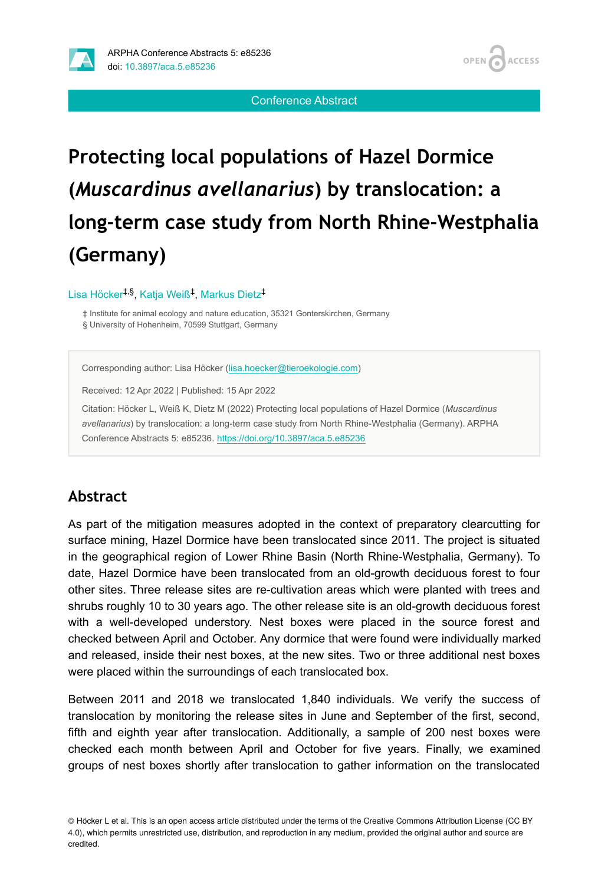Conference Abstract

# Protecting local populations of Hazel Dormice (*Muscardinus avellanarius*) by translocation: a long-term case study from North Rhine-Westphalia (Germany)

Lisa Höcker[‡,§], Katja Weiß[‡], Markus Dietz[‡]

‡ Institute for animal ecology and nature education, 35321 Gonterskirchen, Germany
§ University of Hohenheim, 70599 Stuttgart, Germany

Corresponding author: Lisa Höcker (lisa.hoecker@tieroekologie.com)

Received: 12 Apr 2022 | Published: 15 Apr 2022

Citation: Höcker L, Weiß K, Dietz M (2022) Protecting local populations of Hazel Dormice (*Muscardinus avellanarius*) by translocation: a long-term case study from North Rhine-Westphalia (Germany). ARPHA Conference Abstracts 5: e85236. https://doi.org/10.3897/aca.5.e85236

## Abstract

As part of the mitigation measures adopted in the context of preparatory clearcutting for surface mining, Hazel Dormice have been translocated since 2011. The project is situated in the geographical region of Lower Rhine Basin (North Rhine-Westphalia, Germany). To date, Hazel Dormice have been translocated from an old-growth deciduous forest to four other sites. Three release sites are re-cultivation areas which were planted with trees and shrubs roughly 10 to 30 years ago. The other release site is an old-growth deciduous forest with a well-developed understory. Nest boxes were placed in the source forest and checked between April and October. Any dormice that were found were individually marked and released, inside their nest boxes, at the new sites. Two or three additional nest boxes were placed within the surroundings of each translocated box.

Between 2011 and 2018 we translocated 1,840 individuals. We verify the success of translocation by monitoring the release sites in June and September of the first, second, fifth and eighth year after translocation. Additionally, a sample of 200 nest boxes were checked each month between April and October for five years. Finally, we examined groups of nest boxes shortly after translocation to gather information on the translocated

© Höcker L et al. This is an open access article distributed under the terms of the Creative Commons Attribution License (CC BY 4.0), which permits unrestricted use, distribution, and reproduction in any medium, provided the original author and source are credited.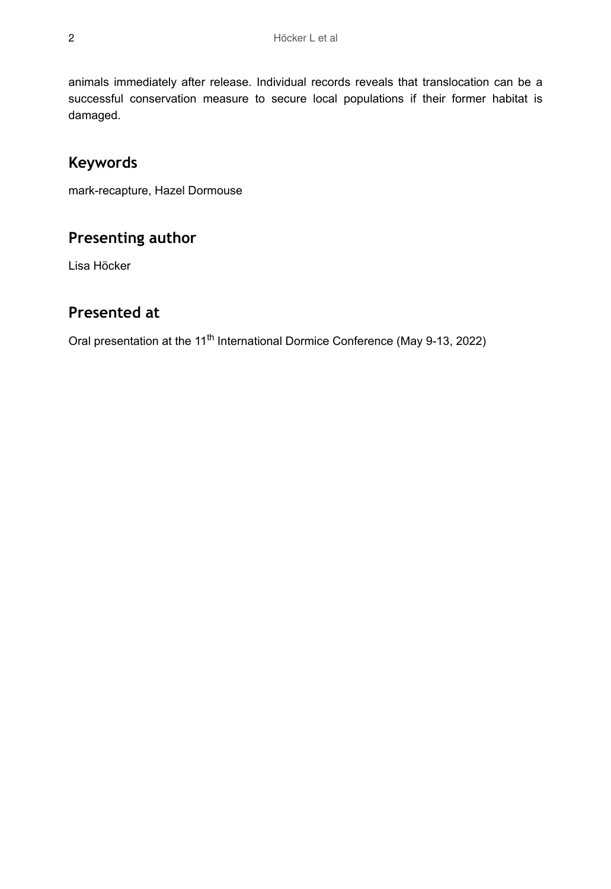animals immediately after release. Individual records reveals that translocation can be a successful conservation measure to secure local populations if their former habitat is damaged.

## Keywords

mark-recapture, Hazel Dormouse

## Presenting author

Lisa Höcker

## Presented at

Oral presentation at the 11$^{th}$ International Dormice Conference (May 9-13, 2022)